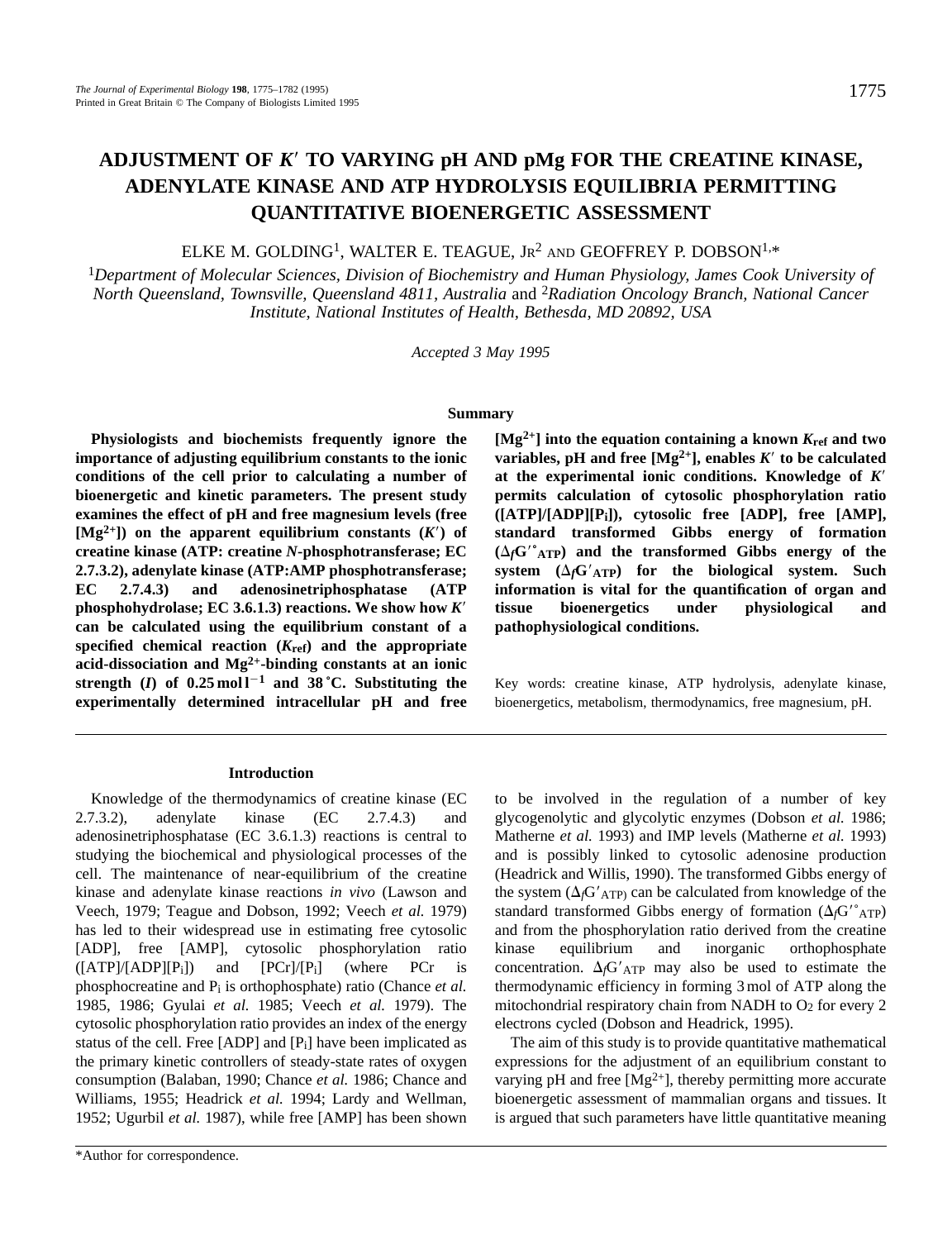# ADJUSTMENT OF $K'$ TO VARYING pH AND pMg FOR THE CREATINE KINASE, ADENYLATE KINASE AND ATP HYDROLYSIS EQUILIBRIA PERMITTING QUANTITATIVE BIOENERGETIC ASSESSMENT

ELKE M. GOLDING[1], WALTER E. TEAGUE, JR[2] AND GEOFFREY P. DOBSON[1,*]

[1]*Department of Molecular Sciences, Division of Biochemistry and Human Physiology, James Cook University of North Queensland, Townsville, Queensland 4811, Australia* and [2]*Radiation Oncology Branch, National Cancer Institute, National Institutes of Health, Bethesda, MD 20892, USA*

*Accepted 3 May 1995*

## Summary

**Physiologists and biochemists frequently ignore the importance of adjusting equilibrium constants to the ionic conditions of the cell prior to calculating a number of bioenergetic and kinetic parameters. The present study examines the effect of pH and free magnesium levels (free [$Mg^{2+}$]) on the apparent equilibrium constants ($K'$) of creatine kinase (ATP: creatine *N*-phosphotransferase; EC 2.7.3.2), adenylate kinase (ATP:AMP phosphotransferase; EC 2.7.4.3) and adenosinetriphosphatase (ATP phosphohydrolase; EC 3.6.1.3) reactions. We show how $K'$ can be calculated using the equilibrium constant of a specified chemical reaction ($K_{ref}$) and the appropriate acid-dissociation and $Mg^{2+}$-binding constants at an ionic strength ($I$) of 0.25 mol l$^{-1}$ and 38 ˚C. Substituting the experimentally determined intracellular pH and free [$Mg^{2+}$] into the equation containing a known $K_{ref}$ and two variables, pH and free [$Mg^{2+}$], enables $K'$ to be calculated at the experimental ionic conditions. Knowledge of $K'$ permits calculation of cytosolic phosphorylation ratio ([ATP]/[ADP][$P_i$]), cytosolic free [ADP], free [AMP], standard transformed Gibbs energy of formation ($\Delta_f G'^{\circ}_{ATP}$) and the transformed Gibbs energy of the system ($\Delta_f G'_{ATP}$) for the biological system. Such information is vital for the quantification of organ and tissue bioenergetics under physiological and pathophysiological conditions.**

Key words: creatine kinase, ATP hydrolysis, adenylate kinase, bioenergetics, metabolism, thermodynamics, free magnesium, pH.

## Introduction

Knowledge of the thermodynamics of creatine kinase (EC 2.7.3.2), adenylate kinase (EC 2.7.4.3) and adenosinetriphosphatase (EC 3.6.1.3) reactions is central to studying the biochemical and physiological processes of the cell. The maintenance of near-equilibrium of the creatine kinase and adenylate kinase reactions *in vivo* (Lawson and Veech, 1979; Teague and Dobson, 1992; Veech *et al.* 1979) has led to their widespread use in estimating free cytosolic [ADP], free [AMP], cytosolic phosphorylation ratio ([ATP]/[ADP][$P_i$]) and [PCr]/[$P_i$] (where PCr is phosphocreatine and $P_i$ is orthophosphate) ratio (Chance *et al.* 1985, 1986; Gyulai *et al.* 1985; Veech *et al.* 1979). The cytosolic phosphorylation ratio provides an index of the energy status of the cell. Free [ADP] and [$P_i$] have been implicated as the primary kinetic controllers of steady-state rates of oxygen consumption (Balaban, 1990; Chance *et al.* 1986; Chance and Williams, 1955; Headrick *et al.* 1994; Lardy and Wellman, 1952; Ugurbil *et al.* 1987), while free [AMP] has been shown to be involved in the regulation of a number of key glycogenolytic and glycolytic enzymes (Dobson *et al.* 1986; Matherne *et al.* 1993) and IMP levels (Matherne *et al.* 1993) and is possibly linked to cytosolic adenosine production (Headrick and Willis, 1990). The transformed Gibbs energy of the system ($\Delta_f G'_{ATP}$) can be calculated from knowledge of the standard transformed Gibbs energy of formation ($\Delta_f G'^{\circ}_{ATP}$) and from the phosphorylation ratio derived from the creatine kinase equilibrium and inorganic orthophosphate concentration. $\Delta_f G'_{ATP}$ may also be used to estimate the thermodynamic efficiency in forming 3 mol of ATP along the mitochondrial respiratory chain from NADH to $O_2$ for every 2 electrons cycled (Dobson and Headrick, 1995).

The aim of this study is to provide quantitative mathematical expressions for the adjustment of an equilibrium constant to varying pH and free [$Mg^{2+}$], thereby permitting more accurate bioenergetic assessment of mammalian organs and tissues. It is argued that such parameters have little quantitative meaning

*Author for correspondence.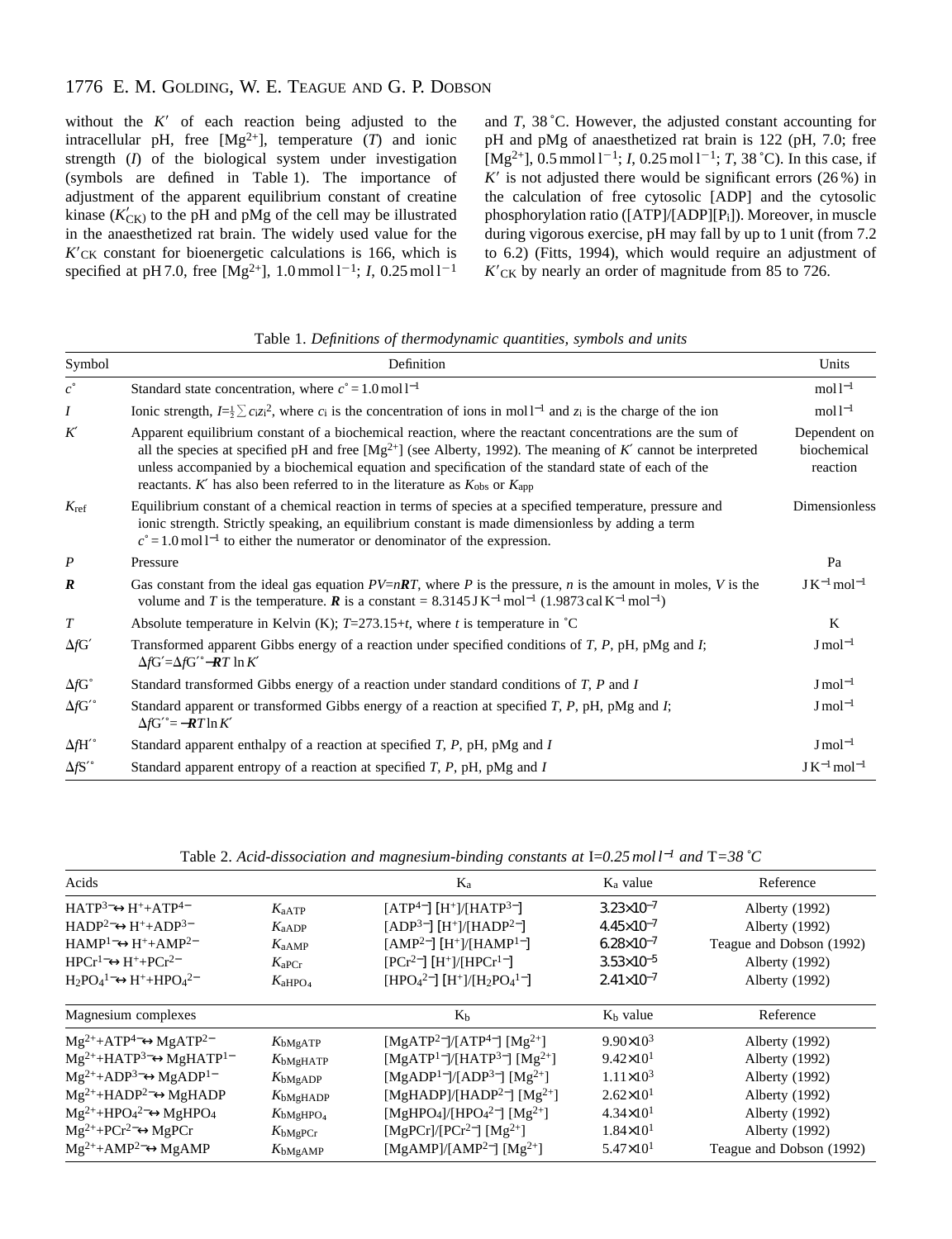without the $K'$ of each reaction being adjusted to the intracellular pH, free [$Mg^{2+}$], temperature ($T$) and ionic strength ($I$) of the biological system under investigation (symbols are defined in Table 1). The importance of adjustment of the apparent equilibrium constant of creatine kinase ($K'_{CK}$) to the pH and pMg of the cell may be illustrated in the anaesthetized rat brain. The widely used value for the $K'_{CK}$ constant for bioenergetic calculations is 166, which is specified at pH 7.0, free [$Mg^{2+}$], 1.0 mmol $l^{-1}$; $I$, 0.25 mol $l^{-1}$ and $T$, 38 °C. However, the adjusted constant accounting for pH and pMg of anaesthetized rat brain is 122 (pH, 7.0; free [$Mg^{2+}$], 0.5 mmol $l^{-1}$; $I$, 0.25 mol $l^{-1}$; $T$, 38 °C). In this case, if $K'$ is not adjusted there would be significant errors (26 %) in the calculation of free cytosolic [ADP] and the cytosolic phosphorylation ratio ([ATP]/[ADP][$P_i$]). Moreover, in muscle during vigorous exercise, pH may fall by up to 1 unit (from 7.2 to 6.2) (Fitts, 1994), which would require an adjustment of $K'_{CK}$ by nearly an order of magnitude from 85 to 726.

Table 1. *Definitions of thermodynamic quantities, symbols and units*

| Symbol | Definition | Units |
|---|---|---|
| $c^\circ$ | Standard state concentration, where $c^\circ = 1.0$ mol $l^{-1}$ | mol $l^{-1}$ |
| $I$ | Ionic strength, $I=\frac{1}{2}\sum c_i z_i^2$, where $c_i$ is the concentration of ions in mol $l^{-1}$ and $z_i$ is the charge of the ion | mol $l^{-1}$ |
| $K'$ | Apparent equilibrium constant of a biochemical reaction, where the reactant concentrations are the sum of all the species at specified pH and free [$Mg^{2+}$] (see Alberty, 1992). The meaning of $K'$ cannot be interpreted unless accompanied by a biochemical equation and specification of the standard state of each of the reactants. $K'$ has also been referred to in the literature as $K_{obs}$ or $K_{app}$ | Dependent on biochemical reaction |
| $K_{ref}$ | Equilibrium constant of a chemical reaction in terms of species at a specified temperature, pressure and ionic strength. Strictly speaking, an equilibrium constant is made dimensionless by adding a term $c^\circ = 1.0$ mol $l^{-1}$ to either the numerator or denominator of the expression. | Dimensionless |
| $P$ | Pressure | Pa |
| $\boldsymbol{R}$ | Gas constant from the ideal gas equation $PV=n\boldsymbol{R}T$, where $P$ is the pressure, $n$ is the amount in moles, $V$ is the volume and $T$ is the temperature. $\boldsymbol{R}$ is a constant = 8.3145 J $K^{-1}$ $mol^{-1}$ (1.9873 cal $K^{-1}$ $mol^{-1}$) | J $K^{-1}$ $mol^{-1}$ |
| $T$ | Absolute temperature in Kelvin (K); $T$=273.15+$t$, where $t$ is temperature in °C | K |
| $\Delta fG'$ | Transformed apparent Gibbs energy of a reaction under specified conditions of $T$, $P$, pH, pMg and $I$; $\Delta fG' = \Delta fG'^\circ - \boldsymbol{R}T \ln K'$ | J $mol^{-1}$ |
| $\Delta fG^\circ$ | Standard transformed Gibbs energy of a reaction under standard conditions of $T$, $P$ and $I$ | J $mol^{-1}$ |
| $\Delta fG'^\circ$ | Standard apparent or transformed Gibbs energy of a reaction at specified $T$, $P$, pH, pMg and $I$; $\Delta fG'^\circ = -\boldsymbol{R}T \ln K'$ | J $mol^{-1}$ |
| $\Delta fH'^\circ$ | Standard apparent enthalpy of a reaction at specified $T$, $P$, pH, pMg and $I$ | J $mol^{-1}$ |
| $\Delta fS'^\circ$ | Standard apparent entropy of a reaction at specified $T$, $P$, pH, pMg and $I$ | J $K^{-1}$ $mol^{-1}$ |

Table 2. *Acid-dissociation and magnesium-binding constants at* $I$=*0.25 mol* $l^{-1}$ *and* $T$=*38 °C*

| Acids | | $K_a$ | $K_a$ value | Reference |
|---|---|---|---|---|
| $HATP^{3-} \leftrightarrow H^+ + ATP^{4-}$ | $K_{aATP}$ | $[ATP^{4-}][H^+]/[HATP^{3-}]$ | $3.23\times10^{-7}$ | Alberty (1992) |
| $HADP^{2-} \leftrightarrow H^+ + ADP^{3-}$ | $K_{aADP}$ | $[ADP^{3-}][H^+]/[HADP^{2-}]$ | $4.45\times10^{-7}$ | Alberty (1992) |
| $HAMP^{1-} \leftrightarrow H^+ + AMP^{2-}$ | $K_{aAMP}$ | $[AMP^{2-}][H^+]/[HAMP^{1-}]$ | $6.28\times10^{-7}$ | Teague and Dobson (1992) |
| $HPCr^{1-} \leftrightarrow H^+ + PCr^{2-}$ | $K_{aPCr}$ | $[PCr^{2-}][H^+]/[HPCr^{1-}]$ | $3.53\times10^{-5}$ | Alberty (1992) |
| $H_2PO_4^{1-} \leftrightarrow H^+ + HPO_4^{2-}$ | $K_{aHPO_4}$ | $[HPO_4^{2-}][H^+]/[H_2PO_4^{1-}]$ | $2.41\times10^{-7}$ | Alberty (1992) |
| **Magnesium complexes** | | **$K_b$** | **$K_b$ value** | **Reference** |
| $Mg^{2+} + ATP^{4-} \leftrightarrow MgATP^{2-}$ | $K_{bMgATP}$ | $[MgATP^{2-}]/[ATP^{4-}][Mg^{2+}]$ | $9.90\times10^{3}$ | Alberty (1992) |
| $Mg^{2+} + HATP^{3-} \leftrightarrow MgHATP^{1-}$ | $K_{bMgHATP}$ | $[MgATP^{1-}]/[HATP^{3-}][Mg^{2+}]$ | $9.42\times10^{1}$ | Alberty (1992) |
| $Mg^{2+} + ADP^{3-} \leftrightarrow MgADP^{1-}$ | $K_{bMgADP}$ | $[MgADP^{1-}]/[ADP^{3-}][Mg^{2+}]$ | $1.11\times10^{3}$ | Alberty (1992) |
| $Mg^{2+} + HADP^{2-} \leftrightarrow MgHADP$ | $K_{bMgHADP}$ | $[MgHADP]/[HADP^{2-}][Mg^{2+}]$ | $2.62\times10^{1}$ | Alberty (1992) |
| $Mg^{2+} + HPO_4^{2-} \leftrightarrow MgHPO_4$ | $K_{bMgHPO_4}$ | $[MgHPO_4]/[HPO_4^{2-}][Mg^{2+}]$ | $4.34\times10^{1}$ | Alberty (1992) |
| $Mg^{2+} + PCr^{2-} \leftrightarrow MgPCr$ | $K_{bMgPCr}$ | $[MgPCr]/[PCr^{2-}][Mg^{2+}]$ | $1.84\times10^{1}$ | Alberty (1992) |
| $Mg^{2+} + AMP^{2-} \leftrightarrow MgAMP$ | $K_{bMgAMP}$ | $[MgAMP]/[AMP^{2-}][Mg^{2+}]$ | $5.47\times10^{1}$ | Teague and Dobson (1992) |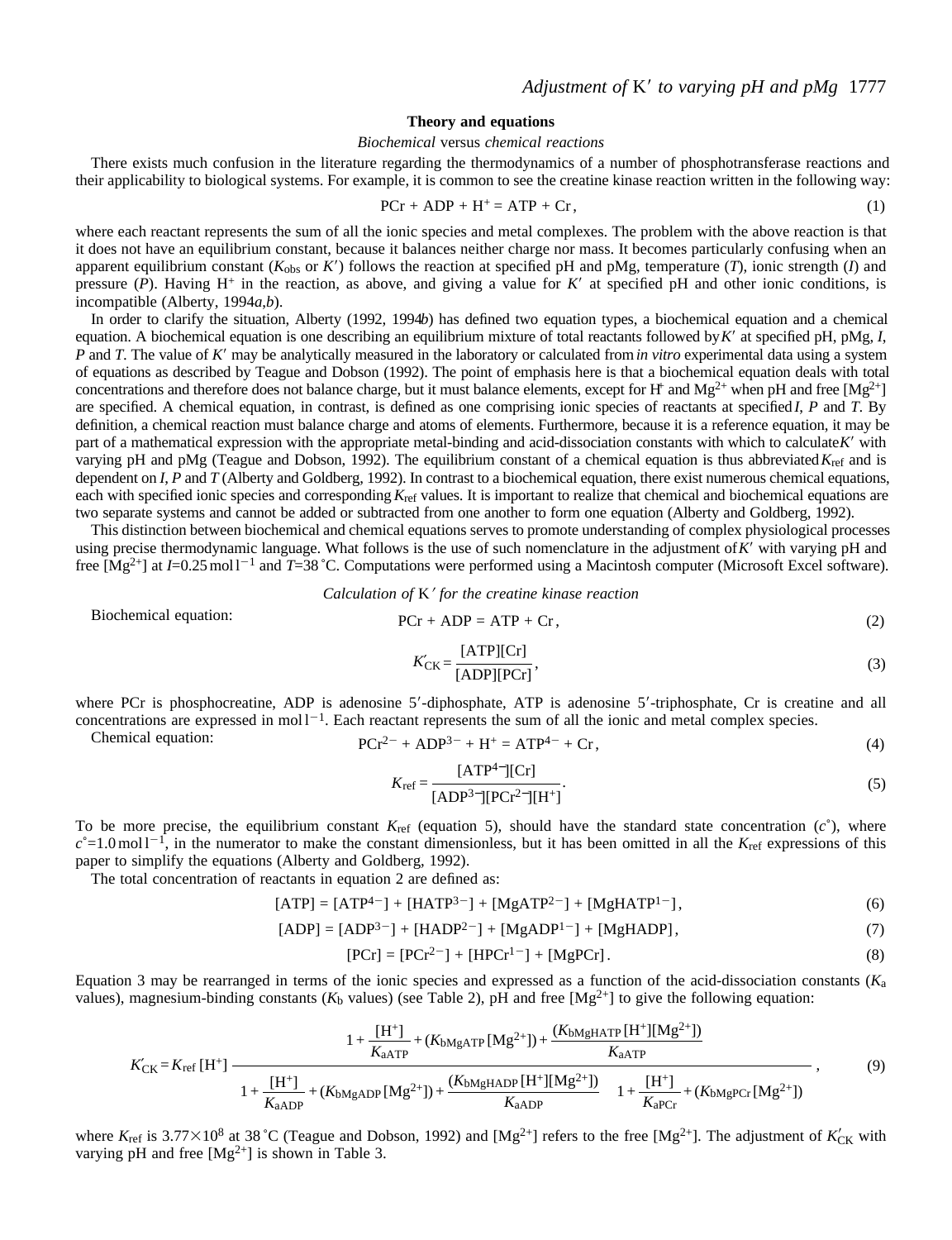## Theory and equations

### *Biochemical* versus *chemical reactions*

There exists much confusion in the literature regarding the thermodynamics of a number of phosphotransferase reactions and their applicability to biological systems. For example, it is common to see the creatine kinase reaction written in the following way:

$$PCr + ADP + H^{+} = ATP + Cr\,, \tag{1}$$

where each reactant represents the sum of all the ionic species and metal complexes. The problem with the above reaction is that it does not have an equilibrium constant, because it balances neither charge nor mass. It becomes particularly confusing when an apparent equilibrium constant ($K_{obs}$ or $K'$) follows the reaction at specified pH and pMg, temperature ($T$), ionic strength ($I$) and pressure ($P$). Having $H^+$ in the reaction, as above, and giving a value for $K'$ at specified pH and other ionic conditions, is incompatible (Alberty, 1994*a*,*b*).

In order to clarify the situation, Alberty (1992, 1994*b*) has defined two equation types, a biochemical equation and a chemical equation. A biochemical equation is one describing an equilibrium mixture of total reactants followed by $K'$ at specified pH, pMg, $I$, $P$ and $T$. The value of $K'$ may be analytically measured in the laboratory or calculated from *in vitro* experimental data using a system of equations as described by Teague and Dobson (1992). The point of emphasis here is that a biochemical equation deals with total concentrations and therefore does not balance charge, but it must balance elements, except for $H^+$ and $Mg^{2+}$ when pH and free $[Mg^{2+}]$ are specified. A chemical equation, in contrast, is defined as one comprising ionic species of reactants at specified $I$, $P$ and $T$. By definition, a chemical reaction must balance charge and atoms of elements. Furthermore, because it is a reference equation, it may be part of a mathematical expression with the appropriate metal-binding and acid-dissociation constants with which to calculate $K'$ with varying pH and pMg (Teague and Dobson, 1992). The equilibrium constant of a chemical equation is thus abbreviated $K_{ref}$ and is dependent on $I$, $P$ and $T$ (Alberty and Goldberg, 1992). In contrast to a biochemical equation, there exist numerous chemical equations, each with specified ionic species and corresponding $K_{ref}$ values. It is important to realize that chemical and biochemical equations are two separate systems and cannot be added or subtracted from one another to form one equation (Alberty and Goldberg, 1992).

This distinction between biochemical and chemical equations serves to promote understanding of complex physiological processes using precise thermodynamic language. What follows is the use of such nomenclature in the adjustment of $K'$ with varying pH and free $[Mg^{2+}]$ at $I$=0.25 mol l$^{-1}$ and $T$=38 °C. Computations were performed using a Macintosh computer (Microsoft Excel software).

### *Calculation of* K′ *for the creatine kinase reaction*

Biochemical equation:

$$PCr + ADP = ATP + Cr\,, \tag{2}$$

$$K'_{CK} = \frac{[ATP][Cr]}{[ADP][PCr]}\,, \tag{3}$$

where PCr is phosphocreatine, ADP is adenosine 5′-diphosphate, ATP is adenosine 5′-triphosphate, Cr is creatine and all concentrations are expressed in mol l$^{-1}$. Each reactant represents the sum of all the ionic and metal complex species.

Chemical equation:

$$PCr^{2-} + ADP^{3-} + H^{+} = ATP^{4-} + Cr\,, \tag{4}$$

$$K_{ref} = \frac{[ATP^{4-}][Cr]}{[ADP^{3-}][PCr^{2-}][H^{+}]}\,. \tag{5}$$

To be more precise, the equilibrium constant $K_{ref}$ (equation 5), should have the standard state concentration ($c^{\circ}$), where $c^{\circ}$=1.0 mol l$^{-1}$, in the numerator to make the constant dimensionless, but it has been omitted in all the $K_{ref}$ expressions of this paper to simplify the equations (Alberty and Goldberg, 1992).

The total concentration of reactants in equation 2 are defined as:

$$[ATP] = [ATP^{4-}] + [HATP^{3-}] + [MgATP^{2-}] + [MgHATP^{1-}]\,, \tag{6}$$

$$[ADP] = [ADP^{3-}] + [HADP^{2-}] + [MgADP^{1-}] + [MgHADP]\,, \tag{7}$$

$$[PCr] = [PCr^{2-}] + [HPCr^{1-}] + [MgPCr]\,. \tag{8}$$

Equation 3 may be rearranged in terms of the ionic species and expressed as a function of the acid-dissociation constants ($K_a$ values), magnesium-binding constants ($K_b$ values) (see Table 2), pH and free $[Mg^{2+}]$ to give the following equation:

$$K'_{CK} = K_{ref}\,[H^{+}]\,\frac{1 + \dfrac{[H^{+}]}{K_{aATP}} + (K_{bMgATP}\,[Mg^{2+}]) + \dfrac{(K_{bMgHATP}\,[H^{+}][Mg^{2+}])}{K_{aATP}}}{\left(1 + \dfrac{[H^{+}]}{K_{aADP}} + (K_{bMgADP}\,[Mg^{2+}]) + \dfrac{(K_{bMgHADP}\,[H^{+}][Mg^{2+}])}{K_{aADP}}\right)\left(1 + \dfrac{[H^{+}]}{K_{aPCr}} + (K_{bMgPCr}\,[Mg^{2+}])\right)}\,, \tag{9}$$

where $K_{ref}$ is $3.77\times10^{8}$ at 38 °C (Teague and Dobson, 1992) and $[Mg^{2+}]$ refers to the free $[Mg^{2+}]$. The adjustment of $K'_{CK}$ with varying pH and free $[Mg^{2+}]$ is shown in Table 3.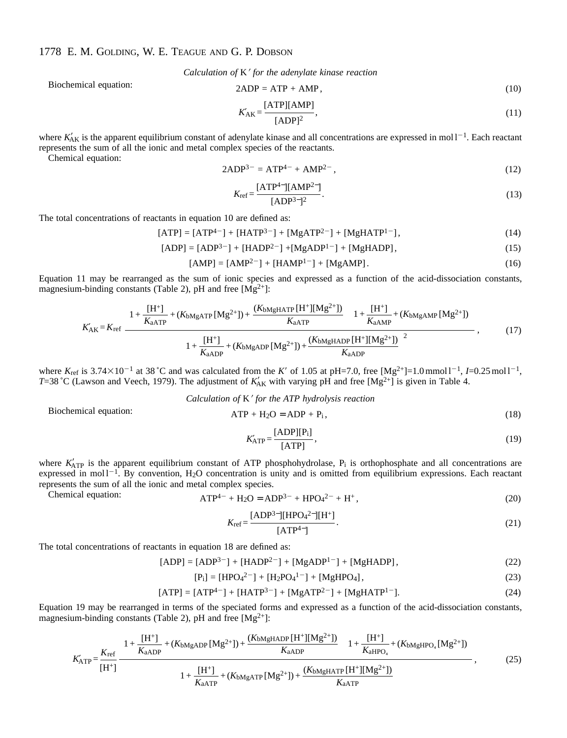*Calculation of K′ for the adenylate kinase reaction*

Biochemical equation:

$$2\mathrm{ADP} = \mathrm{ATP} + \mathrm{AMP}\,, \tag{10}$$

$$K'_{\mathrm{AK}} = \frac{[\mathrm{ATP}][\mathrm{AMP}]}{[\mathrm{ADP}]^2}\,, \tag{11}$$

where $K'_{\mathrm{AK}}$ is the apparent equilibrium constant of adenylate kinase and all concentrations are expressed in $\mathrm{mol\,l^{-1}}$. Each reactant represents the sum of all the ionic and metal complex species of the reactants.

Chemical equation:

$$2\mathrm{ADP}^{3-} = \mathrm{ATP}^{4-} + \mathrm{AMP}^{2-}\,, \tag{12}$$

$$K_{\mathrm{ref}} = \frac{[\mathrm{ATP}^{4-}][\mathrm{AMP}^{2-}]}{[\mathrm{ADP}^{3-}]^2}\,. \tag{13}$$

The total concentrations of reactants in equation 10 are defined as:

$$[\mathrm{ATP}] = [\mathrm{ATP}^{4-}] + [\mathrm{HATP}^{3-}] + [\mathrm{MgATP}^{2-}] + [\mathrm{MgHATP}^{1-}]\,, \tag{14}$$

$$[\mathrm{ADP}] = [\mathrm{ADP}^{3-}] + [\mathrm{HADP}^{2-}] + [\mathrm{MgADP}^{1-}] + [\mathrm{MgHADP}]\,, \tag{15}$$

$$[\mathrm{AMP}] = [\mathrm{AMP}^{2-}] + [\mathrm{HAMP}^{1-}] + [\mathrm{MgAMP}]\,. \tag{16}$$

Equation 11 may be rearranged as the sum of ionic species and expressed as a function of the acid-dissociation constants, magnesium-binding constants (Table 2), pH and free $[\mathrm{Mg}^{2+}]$:

$$K'_{\mathrm{AK}} = K_{\mathrm{ref}} \frac{\left(1 + \dfrac{[\mathrm{H}^+]}{K_{\mathrm{aATP}}} + (K_{\mathrm{bMgATP}}[\mathrm{Mg}^{2+}]) + \dfrac{(K_{\mathrm{bMgHATP}}[\mathrm{H}^+][\mathrm{Mg}^{2+}])}{K_{\mathrm{aATP}}}\right)\left(1 + \dfrac{[\mathrm{H}^+]}{K_{\mathrm{aAMP}}} + (K_{\mathrm{bMgAMP}}[\mathrm{Mg}^{2+}])\right)}{\left(1 + \dfrac{[\mathrm{H}^+]}{K_{\mathrm{aADP}}} + (K_{\mathrm{bMgADP}}[\mathrm{Mg}^{2+}]) + \dfrac{(K_{\mathrm{bMgHADP}}[\mathrm{H}^+][\mathrm{Mg}^{2+}])}{K_{\mathrm{aADP}}}\right)^2}\,, \tag{17}$$

where $K_{\mathrm{ref}}$ is $3.74\times10^{-1}$ at 38 °C and was calculated from the $K'$ of 1.05 at pH=7.0, free $[\mathrm{Mg}^{2+}]$=1.0 $\mathrm{mmol\,l^{-1}}$, $I$=0.25 $\mathrm{mol\,l^{-1}}$, $T$=38 °C (Lawson and Veech, 1979). The adjustment of $K'_{\mathrm{AK}}$ with varying pH and free $[\mathrm{Mg}^{2+}]$ is given in Table 4.

*Calculation of K′ for the ATP hydrolysis reaction*

Biochemical equation:

$$\mathrm{ATP} + \mathrm{H_2O} = \mathrm{ADP} + \mathrm{P_i}\,, \tag{18}$$

$$K'_{\mathrm{ATP}} = \frac{[\mathrm{ADP}][\mathrm{P_i}]}{[\mathrm{ATP}]}\,, \tag{19}$$

where $K'_{\mathrm{ATP}}$ is the apparent equilibrium constant of ATP phosphohydrolase, $\mathrm{P_i}$ is orthophosphate and all concentrations are expressed in $\mathrm{mol\,l^{-1}}$. By convention, $\mathrm{H_2O}$ concentration is unity and is omitted from equilibrium expressions. Each reactant represents the sum of all the ionic and metal complex species.

Chemical equation:

$$\mathrm{ATP}^{4-} + \mathrm{H_2O} = \mathrm{ADP}^{3-} + \mathrm{HPO_4}^{2-} + \mathrm{H}^+\,, \tag{20}$$

$$K_{\mathrm{ref}} = \frac{[\mathrm{ADP}^{3-}][\mathrm{HPO_4}^{2-}][\mathrm{H}^+]}{[\mathrm{ATP}^{4-}]}\,. \tag{21}$$

The total concentrations of reactants in equation 18 are defined as:

$$[\mathrm{ADP}] = [\mathrm{ADP}^{3-}] + [\mathrm{HADP}^{2-}] + [\mathrm{MgADP}^{1-}] + [\mathrm{MgHADP}]\,, \tag{22}$$

$$[\mathrm{P_i}] = [\mathrm{HPO_4}^{2-}] + [\mathrm{H_2PO_4}^{1-}] + [\mathrm{MgHPO_4}]\,, \tag{23}$$

$$[\mathrm{ATP}] = [\mathrm{ATP}^{4-}] + [\mathrm{HATP}^{3-}] + [\mathrm{MgATP}^{2-}] + [\mathrm{MgHATP}^{1-}]. \tag{24}$$

Equation 19 may be rearranged in terms of the speciated forms and expressed as a function of the acid-dissociation constants, magnesium-binding constants (Table 2), pH and free $[\mathrm{Mg}^{2+}]$:

$$K'_{\mathrm{ATP}} = \frac{K_{\mathrm{ref}}}{[\mathrm{H}^+]} \frac{\left(1 + \dfrac{[\mathrm{H}^+]}{K_{\mathrm{aADP}}} + (K_{\mathrm{bMgADP}}[\mathrm{Mg}^{2+}]) + \dfrac{(K_{\mathrm{bMgHADP}}[\mathrm{H}^+][\mathrm{Mg}^{2+}])}{K_{\mathrm{aADP}}}\right)\left(1 + \dfrac{[\mathrm{H}^+]}{K_{\mathrm{aHPO_4}}} + (K_{\mathrm{bMgHPO_4}}[\mathrm{Mg}^{2+}])\right)}{1 + \dfrac{[\mathrm{H}^+]}{K_{\mathrm{aATP}}} + (K_{\mathrm{bMgATP}}[\mathrm{Mg}^{2+}]) + \dfrac{(K_{\mathrm{bMgHATP}}[\mathrm{H}^+][\mathrm{Mg}^{2+}])}{K_{\mathrm{aATP}}}}\,, \tag{25}$$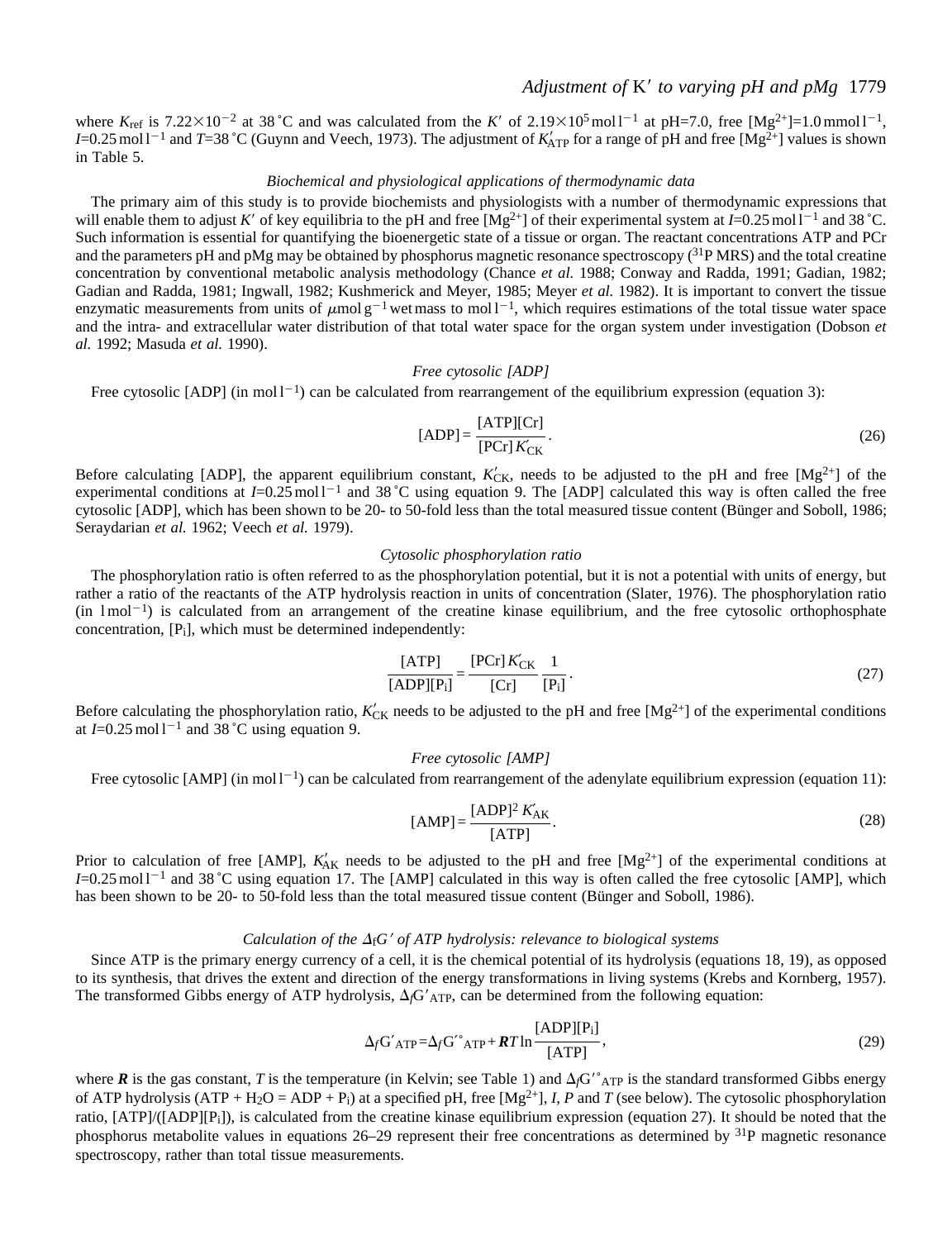where $K_{ref}$ is $7.22\times10^{-2}$ at 38 °C and was calculated from the $K'$ of $2.19\times10^{5}$ mol l$^{-1}$ at pH=7.0, free [$Mg^{2+}$]=1.0 mmol l$^{-1}$, $I$=0.25 mol l$^{-1}$ and $T$=38 °C (Guynn and Veech, 1973). The adjustment of $K'_{ATP}$ for a range of pH and free [$Mg^{2+}$] values is shown in Table 5.

### *Biochemical and physiological applications of thermodynamic data*

The primary aim of this study is to provide biochemists and physiologists with a number of thermodynamic expressions that will enable them to adjust $K'$ of key equilibria to the pH and free [$Mg^{2+}$] of their experimental system at $I$=0.25 mol l$^{-1}$ and 38 °C. Such information is essential for quantifying the bioenergetic state of a tissue or organ. The reactant concentrations ATP and PCr and the parameters pH and pMg may be obtained by phosphorus magnetic resonance spectroscopy ($^{31}$P MRS) and the total creatine concentration by conventional metabolic analysis methodology (Chance *et al.* 1988; Conway and Radda, 1991; Gadian, 1982; Gadian and Radda, 1981; Ingwall, 1982; Kushmerick and Meyer, 1985; Meyer *et al.* 1982). It is important to convert the tissue enzymatic measurements from units of $\mu$mol g$^{-1}$ wet mass to mol l$^{-1}$, which requires estimations of the total tissue water space and the intra- and extracellular water distribution of that total water space for the organ system under investigation (Dobson *et al.* 1992; Masuda *et al.* 1990).

### *Free cytosolic [ADP]*

Free cytosolic [ADP] (in mol l$^{-1}$) can be calculated from rearrangement of the equilibrium expression (equation 3):

$$[\mathrm{ADP}] = \frac{[\mathrm{ATP}][\mathrm{Cr}]}{[\mathrm{PCr}]\,K'_{\mathrm{CK}}}\,. \qquad (26)$$

Before calculating [ADP], the apparent equilibrium constant, $K'_{CK}$, needs to be adjusted to the pH and free [$Mg^{2+}$] of the experimental conditions at $I$=0.25 mol l$^{-1}$ and 38 °C using equation 9. The [ADP] calculated this way is often called the free cytosolic [ADP], which has been shown to be 20- to 50-fold less than the total measured tissue content (Bünger and Soboll, 1986; Seraydarian *et al.* 1962; Veech *et al.* 1979).

### *Cytosolic phosphorylation ratio*

The phosphorylation ratio is often referred to as the phosphorylation potential, but it is not a potential with units of energy, but rather a ratio of the reactants of the ATP hydrolysis reaction in units of concentration (Slater, 1976). The phosphorylation ratio (in l mol$^{-1}$) is calculated from an arrangement of the creatine kinase equilibrium, and the free cytosolic orthophosphate concentration, [$P_i$], which must be determined independently:

$$\frac{[\mathrm{ATP}]}{[\mathrm{ADP}][\mathrm{P_i}]} = \frac{[\mathrm{PCr}]\,K'_{\mathrm{CK}}}{[\mathrm{Cr}]}\,\frac{1}{[\mathrm{P_i}]}\,. \qquad (27)$$

Before calculating the phosphorylation ratio, $K'_{CK}$ needs to be adjusted to the pH and free [$Mg^{2+}$] of the experimental conditions at $I$=0.25 mol l$^{-1}$ and 38 °C using equation 9.

### *Free cytosolic [AMP]*

Free cytosolic [AMP] (in mol l$^{-1}$) can be calculated from rearrangement of the adenylate equilibrium expression (equation 11):

$$[\mathrm{AMP}] = \frac{[\mathrm{ADP}]^2\,K'_{\mathrm{AK}}}{[\mathrm{ATP}]}\,. \qquad (28)$$

Prior to calculation of free [AMP], $K'_{AK}$ needs to be adjusted to the pH and free [$Mg^{2+}$] of the experimental conditions at $I$=0.25 mol l$^{-1}$ and 38 °C using equation 17. The [AMP] calculated in this way is often called the free cytosolic [AMP], which has been shown to be 20- to 50-fold less than the total measured tissue content (Bünger and Soboll, 1986).

### *Calculation of the $\Delta_f G'$ of ATP hydrolysis: relevance to biological systems*

Since ATP is the primary energy currency of a cell, it is the chemical potential of its hydrolysis (equations 18, 19), as opposed to its synthesis, that drives the extent and direction of the energy transformations in living systems (Krebs and Kornberg, 1957). The transformed Gibbs energy of ATP hydrolysis, $\Delta_f G'_{ATP}$, can be determined from the following equation:

$$\Delta_f G'_{\mathrm{ATP}} = \Delta_f G'^{\circ}_{\mathrm{ATP}} + \boldsymbol{R}T \ln \frac{[\mathrm{ADP}][\mathrm{P_i}]}{[\mathrm{ATP}]}\,, \qquad (29)$$

where $\boldsymbol{R}$ is the gas constant, $T$ is the temperature (in Kelvin; see Table 1) and $\Delta_f G'^{\circ}_{ATP}$ is the standard transformed Gibbs energy of ATP hydrolysis (ATP + $H_2O$ = ADP + $P_i$) at a specified pH, free [$Mg^{2+}$], $I$, $P$ and $T$ (see below). The cytosolic phosphorylation ratio, [ATP]/([ADP][$P_i$]), is calculated from the creatine kinase equilibrium expression (equation 27). It should be noted that the phosphorus metabolite values in equations 26–29 represent their free concentrations as determined by $^{31}$P magnetic resonance spectroscopy, rather than total tissue measurements.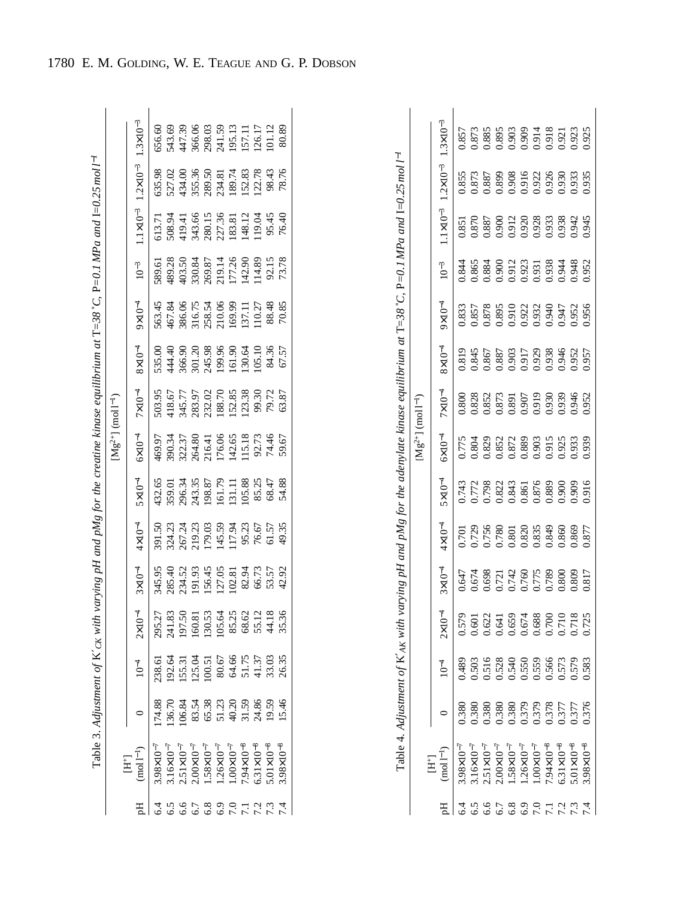Table 3. *Adjustment of K′$_{CK}$ with varying pH and pMg for the creatine kinase equilibrium at T=38 °C, P=0.1 MPa and I=0.25 mol l$^{-1}$*

| pH | [H$^+$] (mol l$^{-1}$) | [Mg$^{2+}$] (mol l$^{-1}$) | | | | | | | | | | | | | |
|---|---|---|---|---|---|---|---|---|---|---|---|---|---|---|---|
| | | 0 | $10^{-4}$ | $2{\times}10^{-4}$ | $3{\times}10^{-4}$ | $4{\times}10^{-4}$ | $5{\times}10^{-4}$ | $6{\times}10^{-4}$ | $7{\times}10^{-4}$ | $8{\times}10^{-4}$ | $9{\times}10^{-4}$ | $10^{-3}$ | $1.1{\times}10^{-3}$ | $1.2{\times}10^{-3}$ | $1.3{\times}10^{-3}$ |
| 6.4 | $3.98{\times}10^{-7}$ | 174.88 | 238.61 | 295.27 | 345.95 | 391.50 | 432.65 | 469.97 | 503.95 | 535.00 | 563.45 | 589.61 | 613.71 | 635.98 | 656.60 |
| 6.5 | $3.16{\times}10^{-7}$ | 136.70 | 192.64 | 241.83 | 285.40 | 324.23 | 359.01 | 390.34 | 418.67 | 444.40 | 467.84 | 489.28 | 508.94 | 527.02 | 543.69 |
| 6.6 | $2.51{\times}10^{-7}$ | 106.84 | 155.31 | 197.50 | 234.52 | 267.24 | 296.34 | 322.37 | 345.77 | 366.90 | 386.06 | 403.50 | 419.41 | 434.00 | 447.39 |
| 6.7 | $2.00{\times}10^{-7}$ | 83.54 | 125.04 | 160.81 | 191.93 | 219.23 | 243.35 | 264.80 | 283.97 | 301.20 | 316.75 | 330.84 | 343.66 | 355.36 | 366.06 |
| 6.8 | $1.58{\times}10^{-7}$ | 65.38 | 100.51 | 130.53 | 156.45 | 179.03 | 198.87 | 216.41 | 232.02 | 245.98 | 258.54 | 269.87 | 280.15 | 289.50 | 298.03 |
| 6.9 | $1.26{\times}10^{-7}$ | 51.23 | 80.67 | 105.64 | 127.05 | 145.59 | 161.79 | 176.06 | 188.70 | 199.96 | 210.06 | 219.14 | 227.36 | 234.81 | 241.59 |
| 7.0 | $1.00{\times}10^{-7}$ | 40.20 | 64.66 | 85.25 | 102.81 | 117.94 | 131.11 | 142.65 | 152.85 | 161.90 | 169.99 | 177.26 | 183.81 | 189.74 | 195.13 |
| 7.1 | $7.94{\times}10^{-8}$ | 31.59 | 51.75 | 68.62 | 82.94 | 95.23 | 105.88 | 115.18 | 123.38 | 130.64 | 137.11 | 142.90 | 148.12 | 152.83 | 157.11 |
| 7.2 | $6.31{\times}10^{-8}$ | 24.86 | 41.37 | 55.12 | 66.73 | 76.67 | 85.25 | 92.73 | 99.30 | 105.10 | 110.27 | 114.89 | 119.04 | 122.78 | 126.17 |
| 7.3 | $5.01{\times}10^{-8}$ | 19.59 | 33.03 | 44.18 | 53.57 | 61.57 | 68.47 | 74.46 | 79.72 | 84.36 | 88.48 | 92.15 | 95.45 | 98.43 | 101.12 |
| 7.4 | $3.98{\times}10^{-8}$ | 15.46 | 26.35 | 35.36 | 42.92 | 49.35 | 54.88 | 59.67 | 63.87 | 67.57 | 70.85 | 73.78 | 76.40 | 78.76 | 80.89 |

Table 4. *Adjustment of K′$_{AK}$ with varying pH and pMg for the adenylate kinase equilibrium at T=38 °C, P=0.1 MPa and I=0.25 mol l$^{-1}$*

| pH | [H$^+$] (mol l$^{-1}$) | [Mg$^{2+}$] (mol l$^{-1}$) | | | | | | | | | | | | | |
|---|---|---|---|---|---|---|---|---|---|---|---|---|---|---|---|
| | | 0 | $10^{-4}$ | $2{\times}10^{-4}$ | $3{\times}10^{-4}$ | $4{\times}10^{-4}$ | $5{\times}10^{-4}$ | $6{\times}10^{-4}$ | $7{\times}10^{-4}$ | $8{\times}10^{-4}$ | $9{\times}10^{-4}$ | $10^{-3}$ | $1.1{\times}10^{-3}$ | $1.2{\times}10^{-3}$ | $1.3{\times}10^{-3}$ |
| 6.4 | $3.98{\times}10^{-7}$ | 0.380 | 0.489 | 0.579 | 0.647 | 0.701 | 0.743 | 0.775 | 0.800 | 0.819 | 0.833 | 0.844 | 0.851 | 0.855 | 0.857 |
| 6.5 | $3.16{\times}10^{-7}$ | 0.380 | 0.503 | 0.601 | 0.674 | 0.729 | 0.772 | 0.804 | 0.828 | 0.845 | 0.857 | 0.865 | 0.870 | 0.873 | 0.873 |
| 6.6 | $2.51{\times}10^{-7}$ | 0.380 | 0.516 | 0.622 | 0.698 | 0.756 | 0.798 | 0.829 | 0.852 | 0.867 | 0.878 | 0.884 | 0.887 | 0.887 | 0.885 |
| 6.7 | $2.00{\times}10^{-7}$ | 0.380 | 0.528 | 0.641 | 0.721 | 0.780 | 0.822 | 0.852 | 0.873 | 0.887 | 0.895 | 0.900 | 0.900 | 0.899 | 0.895 |
| 6.8 | $1.58{\times}10^{-7}$ | 0.380 | 0.540 | 0.659 | 0.742 | 0.801 | 0.843 | 0.872 | 0.891 | 0.903 | 0.910 | 0.912 | 0.912 | 0.908 | 0.903 |
| 6.9 | $1.26{\times}10^{-7}$ | 0.379 | 0.550 | 0.674 | 0.760 | 0.820 | 0.861 | 0.889 | 0.907 | 0.917 | 0.922 | 0.923 | 0.920 | 0.916 | 0.909 |
| 7.0 | $1.00{\times}10^{-7}$ | 0.379 | 0.559 | 0.688 | 0.775 | 0.835 | 0.876 | 0.903 | 0.919 | 0.929 | 0.932 | 0.931 | 0.928 | 0.922 | 0.914 |
| 7.1 | $7.94{\times}10^{-8}$ | 0.378 | 0.566 | 0.700 | 0.789 | 0.849 | 0.889 | 0.915 | 0.930 | 0.938 | 0.940 | 0.938 | 0.933 | 0.926 | 0.918 |
| 7.2 | $6.31{\times}10^{-8}$ | 0.377 | 0.573 | 0.710 | 0.800 | 0.860 | 0.900 | 0.925 | 0.939 | 0.946 | 0.947 | 0.944 | 0.938 | 0.930 | 0.921 |
| 7.3 | $5.01{\times}10^{-8}$ | 0.377 | 0.579 | 0.718 | 0.809 | 0.869 | 0.909 | 0.933 | 0.946 | 0.952 | 0.952 | 0.948 | 0.942 | 0.933 | 0.923 |
| 7.4 | $3.98{\times}10^{-8}$ | 0.376 | 0.583 | 0.725 | 0.817 | 0.877 | 0.916 | 0.939 | 0.952 | 0.957 | 0.956 | 0.952 | 0.945 | 0.935 | 0.925 |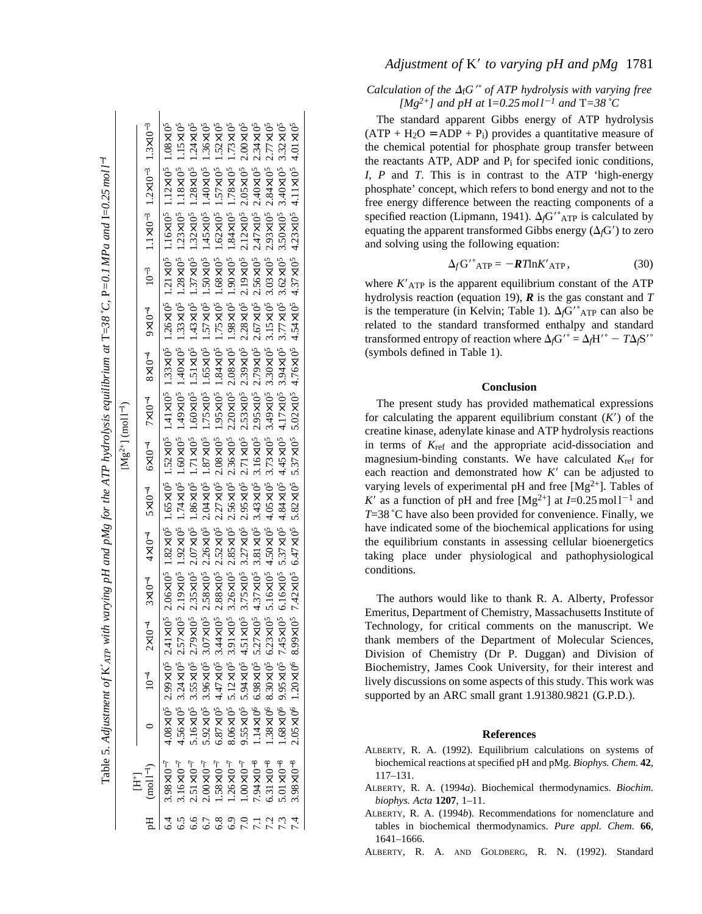Table 5. *Adjustment of* $K'_{ATP}$ *with varying pH and pMg for the ATP hydrolysis equilibrium at* T*=38 ˚C,* P*=0.1 MPa and* I*=0.25 mol l*$^{-1}$

| pH | $[H^+]$ (mol l$^{-1}$) | $[Mg^{2+}]$ (mol l$^{-1}$) 0 | $10^{-4}$ | $2\times10^{-4}$ | $3\times10^{-4}$ | $4\times10^{-4}$ | $5\times10^{-4}$ | $6\times10^{-4}$ | $7\times10^{-4}$ | $8\times10^{-4}$ | $9\times10^{-4}$ | $10^{-3}$ | $1.1\times10^{-3}$ | $1.2\times10^{-3}$ | $1.3\times10^{-3}$ |
|---|---|---|---|---|---|---|---|---|---|---|---|---|---|---|---|
| 6.4 | $3.98\times10^{-7}$ | $4.08\times10^{5}$ | $2.99\times10^{5}$ | $2.41\times10^{5}$ | $2.06\times10^{5}$ | $1.82\times10^{5}$ | $1.65\times10^{5}$ | $1.52\times10^{5}$ | $1.41\times10^{5}$ | $1.33\times10^{5}$ | $1.26\times10^{5}$ | $1.21\times10^{5}$ | $1.16\times10^{5}$ | $1.12\times10^{5}$ | $1.08\times10^{5}$ |
| 6.5 | $3.16\times10^{-7}$ | $4.56\times10^{5}$ | $3.24\times10^{5}$ | $2.57\times10^{5}$ | $2.19\times10^{5}$ | $1.92\times10^{5}$ | $1.74\times10^{5}$ | $1.60\times10^{5}$ | $1.49\times10^{5}$ | $1.40\times10^{5}$ | $1.33\times10^{5}$ | $1.28\times10^{5}$ | $1.23\times10^{5}$ | $1.18\times10^{5}$ | $1.15\times10^{5}$ |
| 6.6 | $2.51\times10^{-7}$ | $5.16\times10^{5}$ | $3.55\times10^{5}$ | $2.79\times10^{5}$ | $2.35\times10^{5}$ | $2.07\times10^{5}$ | $1.86\times10^{5}$ | $1.71\times10^{5}$ | $1.60\times10^{5}$ | $1.51\times10^{5}$ | $1.43\times10^{5}$ | $1.37\times10^{5}$ | $1.32\times10^{5}$ | $1.28\times10^{5}$ | $1.24\times10^{5}$ |
| 6.7 | $2.00\times10^{-7}$ | $5.92\times10^{5}$ | $3.96\times10^{5}$ | $3.07\times10^{5}$ | $2.58\times10^{5}$ | $2.26\times10^{5}$ | $2.04\times10^{5}$ | $1.87\times10^{5}$ | $1.75\times10^{5}$ | $1.65\times10^{5}$ | $1.57\times10^{5}$ | $1.50\times10^{5}$ | $1.45\times10^{5}$ | $1.40\times10^{5}$ | $1.36\times10^{5}$ |
| 6.8 | $1.58\times10^{-7}$ | $6.87\times10^{5}$ | $4.47\times10^{5}$ | $3.44\times10^{5}$ | $2.88\times10^{5}$ | $2.52\times10^{5}$ | $2.27\times10^{5}$ | $2.08\times10^{5}$ | $1.95\times10^{5}$ | $1.84\times10^{5}$ | $1.75\times10^{5}$ | $1.68\times10^{5}$ | $1.62\times10^{5}$ | $1.57\times10^{5}$ | $1.52\times10^{5}$ |
| 6.9 | $1.26\times10^{-7}$ | $8.06\times10^{5}$ | $5.12\times10^{5}$ | $3.91\times10^{5}$ | $3.26\times10^{5}$ | $2.85\times10^{5}$ | $2.56\times10^{5}$ | $2.36\times10^{5}$ | $2.20\times10^{5}$ | $2.08\times10^{5}$ | $1.98\times10^{5}$ | $1.90\times10^{5}$ | $1.84\times10^{5}$ | $1.78\times10^{5}$ | $1.73\times10^{5}$ |
| 7.0 | $1.00\times10^{-7}$ | $9.55\times10^{5}$ | $5.94\times10^{5}$ | $4.51\times10^{5}$ | $3.75\times10^{5}$ | $3.27\times10^{5}$ | $2.95\times10^{5}$ | $2.71\times10^{5}$ | $2.53\times10^{5}$ | $2.39\times10^{5}$ | $2.28\times10^{5}$ | $2.19\times10^{5}$ | $2.12\times10^{5}$ | $2.05\times10^{5}$ | $2.00\times10^{5}$ |
| 7.1 | $7.94\times10^{-8}$ | $1.14\times10^{6}$ | $6.98\times10^{5}$ | $5.27\times10^{5}$ | $4.37\times10^{5}$ | $3.81\times10^{5}$ | $3.43\times10^{5}$ | $3.16\times10^{5}$ | $2.95\times10^{5}$ | $2.79\times10^{5}$ | $2.67\times10^{5}$ | $2.56\times10^{5}$ | $2.47\times10^{5}$ | $2.40\times10^{5}$ | $2.34\times10^{5}$ |
| 7.2 | $6.31\times10^{-8}$ | $1.38\times10^{6}$ | $8.30\times10^{5}$ | $6.23\times10^{5}$ | $5.16\times10^{5}$ | $4.50\times10^{5}$ | $4.05\times10^{5}$ | $3.73\times10^{5}$ | $3.49\times10^{5}$ | $3.30\times10^{5}$ | $3.15\times10^{5}$ | $3.03\times10^{5}$ | $2.93\times10^{5}$ | $2.84\times10^{5}$ | $2.77\times10^{5}$ |
| 7.3 | $5.01\times10^{-8}$ | $1.68\times10^{6}$ | $9.95\times10^{5}$ | $7.45\times10^{5}$ | $6.16\times10^{5}$ | $5.37\times10^{5}$ | $4.84\times10^{5}$ | $4.45\times10^{5}$ | $4.17\times10^{5}$ | $3.94\times10^{5}$ | $3.77\times10^{5}$ | $3.62\times10^{5}$ | $3.50\times10^{5}$ | $3.40\times10^{5}$ | $3.32\times10^{5}$ |
| 7.4 | $3.98\times10^{-8}$ | $2.05\times10^{6}$ | $1.20\times10^{6}$ | $8.99\times10^{5}$ | $7.42\times10^{5}$ | $6.47\times10^{5}$ | $5.82\times10^{5}$ | $5.37\times10^{5}$ | $5.02\times10^{5}$ | $4.76\times10^{5}$ | $4.54\times10^{5}$ | $4.37\times10^{5}$ | $4.23\times10^{5}$ | $4.11\times10^{5}$ | $4.01\times10^{5}$ |

### *Calculation of the $\Delta_f G'^{\circ}$ of ATP hydrolysis with varying free $[Mg^{2+}]$ and pH at I=0.25 mol l$^{-1}$ and T=38 ˚C*

The standard apparent Gibbs energy of ATP hydrolysis ($ATP + H_2O = ADP + P_i$) provides a quantitative measure of the chemical potential for phosphate group transfer between the reactants ATP, ADP and $P_i$ for specifed ionic conditions, *I*, *P* and *T*. This is in contrast to the ATP 'high-energy phosphate' concept, which refers to bond energy and not to the free energy difference between the reacting components of a specified reaction (Lipmann, 1941). $\Delta_f G'^{\circ}_{ATP}$ is calculated by equating the apparent transformed Gibbs energy ($\Delta_f G'$) to zero and solving using the following equation:

$$\Delta_f G'^{\circ}_{ATP} = -\boldsymbol{R}T\ln K'_{ATP}\,, \tag{30}$$

where $K'_{ATP}$ is the apparent equilibrium constant of the ATP hydrolysis reaction (equation 19), $\boldsymbol{R}$ is the gas constant and $T$ is the temperature (in Kelvin; Table 1). $\Delta_f G'^{\circ}_{ATP}$ can also be related to the standard transformed enthalpy and standard transformed entropy of reaction where $\Delta_f G'^{\circ} = \Delta_f H'^{\circ} - T\Delta_f S'^{\circ}$ (symbols defined in Table 1).

## Conclusion

The present study has provided mathematical expressions for calculating the apparent equilibrium constant ($K'$) of the creatine kinase, adenylate kinase and ATP hydrolysis reactions in terms of $K_{ref}$ and the appropriate acid-dissociation and magnesium-binding constants. We have calculated $K_{ref}$ for each reaction and demonstrated how $K'$ can be adjusted to varying levels of experimental pH and free $[Mg^{2+}]$. Tables of $K'$ as a function of pH and free $[Mg^{2+}]$ at $I$=0.25 mol l$^{-1}$ and $T$=38 ˚C have also been provided for convenience. Finally, we have indicated some of the biochemical applications for using the equilibrium constants in assessing cellular bioenergetics taking place under physiological and pathophysiological conditions.

The authors would like to thank R. A. Alberty, Professor Emeritus, Department of Chemistry, Massachusetts Institute of Technology, for critical comments on the manuscript. We thank members of the Department of Molecular Sciences, Division of Chemistry (Dr P. Duggan) and Division of Biochemistry, James Cook University, for their interest and lively discussions on some aspects of this study. This work was supported by an ARC small grant 1.91380.9821 (G.P.D.).

## References

ALBERTY, R. A. (1992). Equilibrium calculations on systems of biochemical reactions at specified pH and pMg. *Biophys. Chem.* **42**, 117–131.

ALBERTY, R. A. (1994*a*). Biochemical thermodynamics. *Biochim. biophys. Acta* **1207**, 1–11.

ALBERTY, R. A. (1994*b*). Recommendations for nomenclature and tables in biochemical thermodynamics. *Pure appl. Chem.* **66**, 1641–1666.

ALBERTY, R. A. AND GOLDBERG, R. N. (1992). Standard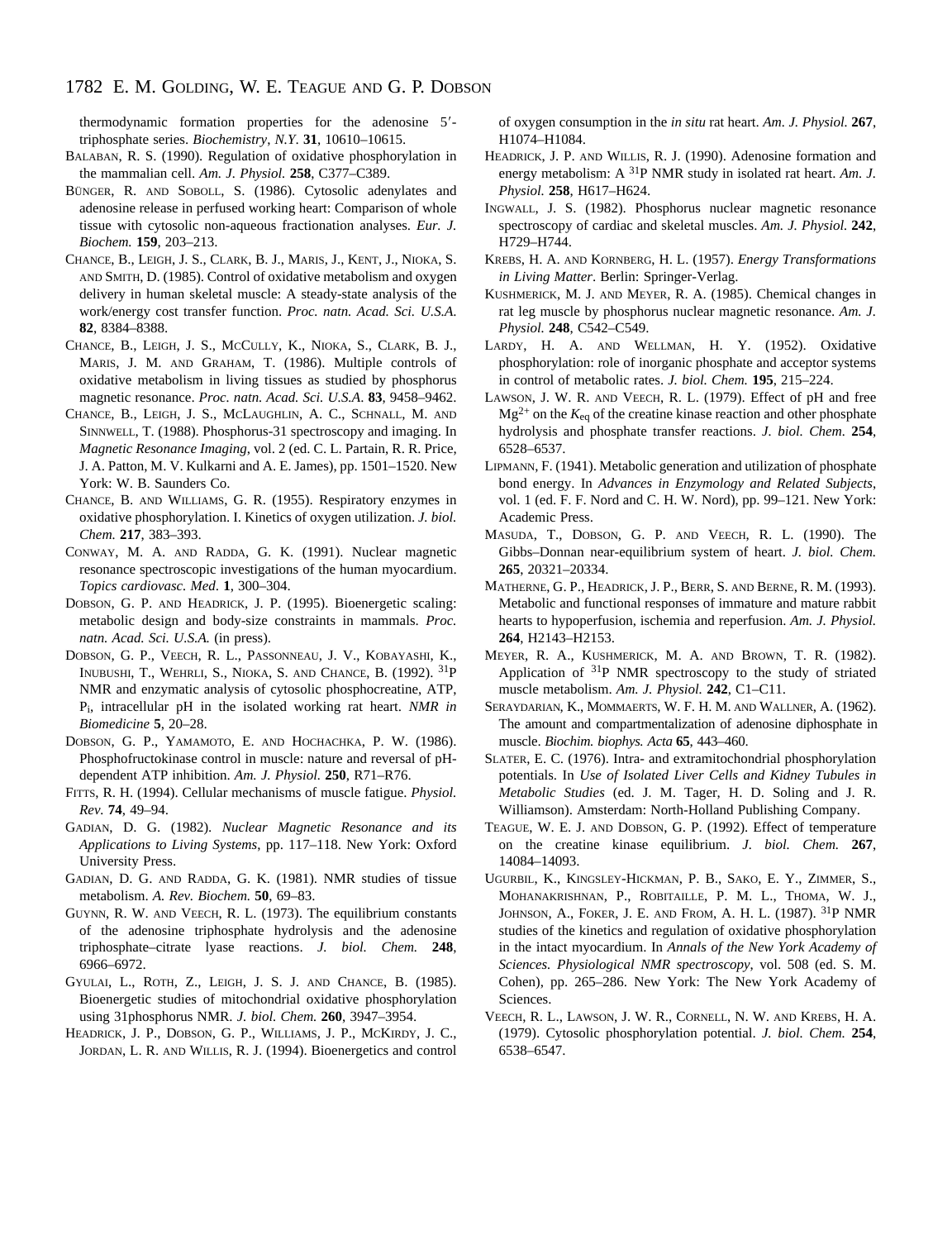thermodynamic formation properties for the adenosine 5′-triphosphate series. *Biochemistry, N.Y.* **31**, 10610–10615.

BALABAN, R. S. (1990). Regulation of oxidative phosphorylation in the mammalian cell. *Am. J. Physiol.* **258**, C377–C389.

BÜNGER, R. AND SOBOLL, S. (1986). Cytosolic adenylates and adenosine release in perfused working heart: Comparison of whole tissue with cytosolic non-aqueous fractionation analyses. *Eur. J. Biochem.* **159**, 203–213.

CHANCE, B., LEIGH, J. S., CLARK, B. J., MARIS, J., KENT, J., NIOKA, S. AND SMITH, D. (1985). Control of oxidative metabolism and oxygen delivery in human skeletal muscle: A steady-state analysis of the work/energy cost transfer function. *Proc. natn. Acad. Sci. U.S.A.* **82**, 8384–8388.

CHANCE, B., LEIGH, J. S., MCCULLY, K., NIOKA, S., CLARK, B. J., MARIS, J. M. AND GRAHAM, T. (1986). Multiple controls of oxidative metabolism in living tissues as studied by phosphorus magnetic resonance. *Proc. natn. Acad. Sci. U.S.A.* **83**, 9458–9462.

CHANCE, B., LEIGH, J. S., MCLAUGHLIN, A. C., SCHNALL, M. AND SINNWELL, T. (1988). Phosphorus-31 spectroscopy and imaging. In *Magnetic Resonance Imaging*, vol. 2 (ed. C. L. Partain, R. R. Price, J. A. Patton, M. V. Kulkarni and A. E. James), pp. 1501–1520. New York: W. B. Saunders Co.

CHANCE, B. AND WILLIAMS, G. R. (1955). Respiratory enzymes in oxidative phosphorylation. I. Kinetics of oxygen utilization. *J. biol. Chem.* **217**, 383–393.

CONWAY, M. A. AND RADDA, G. K. (1991). Nuclear magnetic resonance spectroscopic investigations of the human myocardium. *Topics cardiovasc. Med*. **1**, 300–304.

DOBSON, G. P. AND HEADRICK, J. P. (1995). Bioenergetic scaling: metabolic design and body-size constraints in mammals. *Proc. natn. Acad. Sci. U.S.A.* (in press).

DOBSON, G. P., VEECH, R. L., PASSONNEAU, J. V., KOBAYASHI, K., INUBUSHI, T., WEHRLI, S., NIOKA, S. AND CHANCE, B. (1992). $^{31}$P NMR and enzymatic analysis of cytosolic phosphocreatine, ATP, $P_i$, intracellular pH in the isolated working rat heart. *NMR in Biomedicine* **5**, 20–28.

DOBSON, G. P., YAMAMOTO, E. AND HOCHACHKA, P. W. (1986). Phosphofructokinase control in muscle: nature and reversal of pH-dependent ATP inhibition. *Am. J. Physiol.* **250**, R71–R76.

FITTS, R. H. (1994). Cellular mechanisms of muscle fatigue. *Physiol. Rev.* **74**, 49–94.

GADIAN, D. G. (1982). *Nuclear Magnetic Resonance and its Applications to Living Systems*, pp. 117–118. New York: Oxford University Press.

GADIAN, D. G. AND RADDA, G. K. (1981). NMR studies of tissue metabolism. *A. Rev. Biochem.* **50**, 69–83.

GUYNN, R. W. AND VEECH, R. L. (1973). The equilibrium constants of the adenosine triphosphate hydrolysis and the adenosine triphosphate–citrate lyase reactions. *J. biol. Chem.* **248**, 6966–6972.

GYULAI, L., ROTH, Z., LEIGH, J. S. J. AND CHANCE, B. (1985). Bioenergetic studies of mitochondrial oxidative phosphorylation using 31phosphorus NMR. *J. biol. Chem.* **260**, 3947–3954.

HEADRICK, J. P., DOBSON, G. P., WILLIAMS, J. P., MCKIRDY, J. C., JORDAN, L. R. AND WILLIS, R. J. (1994). Bioenergetics and control of oxygen consumption in the *in situ* rat heart. *Am. J. Physiol.* **267**, H1074–H1084.

HEADRICK, J. P. AND WILLIS, R. J. (1990). Adenosine formation and energy metabolism: A $^{31}$P NMR study in isolated rat heart. *Am. J. Physiol.* **258**, H617–H624.

INGWALL, J. S. (1982). Phosphorus nuclear magnetic resonance spectroscopy of cardiac and skeletal muscles. *Am. J. Physiol.* **242**, H729–H744.

KREBS, H. A. AND KORNBERG, H. L. (1957). *Energy Transformations in Living Matter*. Berlin: Springer-Verlag.

KUSHMERICK, M. J. AND MEYER, R. A. (1985). Chemical changes in rat leg muscle by phosphorus nuclear magnetic resonance. *Am. J. Physiol.* **248**, C542–C549.

LARDY, H. A. AND WELLMAN, H. Y. (1952). Oxidative phosphorylation: role of inorganic phosphate and acceptor systems in control of metabolic rates. *J. biol. Chem.* **195**, 215–224.

LAWSON, J. W. R. AND VEECH, R. L. (1979). Effect of pH and free $Mg^{2+}$ on the $K_{eq}$ of the creatine kinase reaction and other phosphate hydrolysis and phosphate transfer reactions. *J. biol. Chem.* **254**, 6528–6537.

LIPMANN, F. (1941). Metabolic generation and utilization of phosphate bond energy. In *Advances in Enzymology and Related Subjects*, vol. 1 (ed. F. F. Nord and C. H. W. Nord), pp. 99–121. New York: Academic Press.

MASUDA, T., DOBSON, G. P. AND VEECH, R. L. (1990). The Gibbs–Donnan near-equilibrium system of heart. *J. biol. Chem.* **265**, 20321–20334.

MATHERNE, G. P., HEADRICK, J. P., BERR, S. AND BERNE, R. M. (1993). Metabolic and functional responses of immature and mature rabbit hearts to hypoperfusion, ischemia and reperfusion. *Am. J. Physiol.* **264**, H2143–H2153.

MEYER, R. A., KUSHMERICK, M. A. AND BROWN, T. R. (1982). Application of $^{31}$P NMR spectroscopy to the study of striated muscle metabolism. *Am. J. Physiol.* **242**, C1–C11.

SERAYDARIAN, K., MOMMAERTS, W. F. H. M. AND WALLNER, A. (1962). The amount and compartmentalization of adenosine diphosphate in muscle. *Biochim. biophys. Acta* **65**, 443–460.

SLATER, E. C. (1976). Intra- and extramitochondrial phosphorylation potentials. In *Use of Isolated Liver Cells and Kidney Tubules in Metabolic Studies* (ed. J. M. Tager, H. D. Soling and J. R. Williamson). Amsterdam: North-Holland Publishing Company.

TEAGUE, W. E. J. AND DOBSON, G. P. (1992). Effect of temperature on the creatine kinase equilibrium. *J. biol. Chem.* **267**, 14084–14093.

UGURBIL, K., KINGSLEY-HICKMAN, P. B., SAKO, E. Y., ZIMMER, S., MOHANAKRISHNAN, P., ROBITAILLE, P. M. L., THOMA, W. J., JOHNSON, A., FOKER, J. E. AND FROM, A. H. L. (1987). $^{31}$P NMR studies of the kinetics and regulation of oxidative phosphorylation in the intact myocardium. In *Annals of the New York Academy of Sciences. Physiological NMR spectroscopy*, vol. 508 (ed. S. M. Cohen), pp. 265–286. New York: The New York Academy of Sciences.

VEECH, R. L., LAWSON, J. W. R., CORNELL, N. W. AND KREBS, H. A. (1979). Cytosolic phosphorylation potential. *J. biol. Chem.* **254**, 6538–6547.